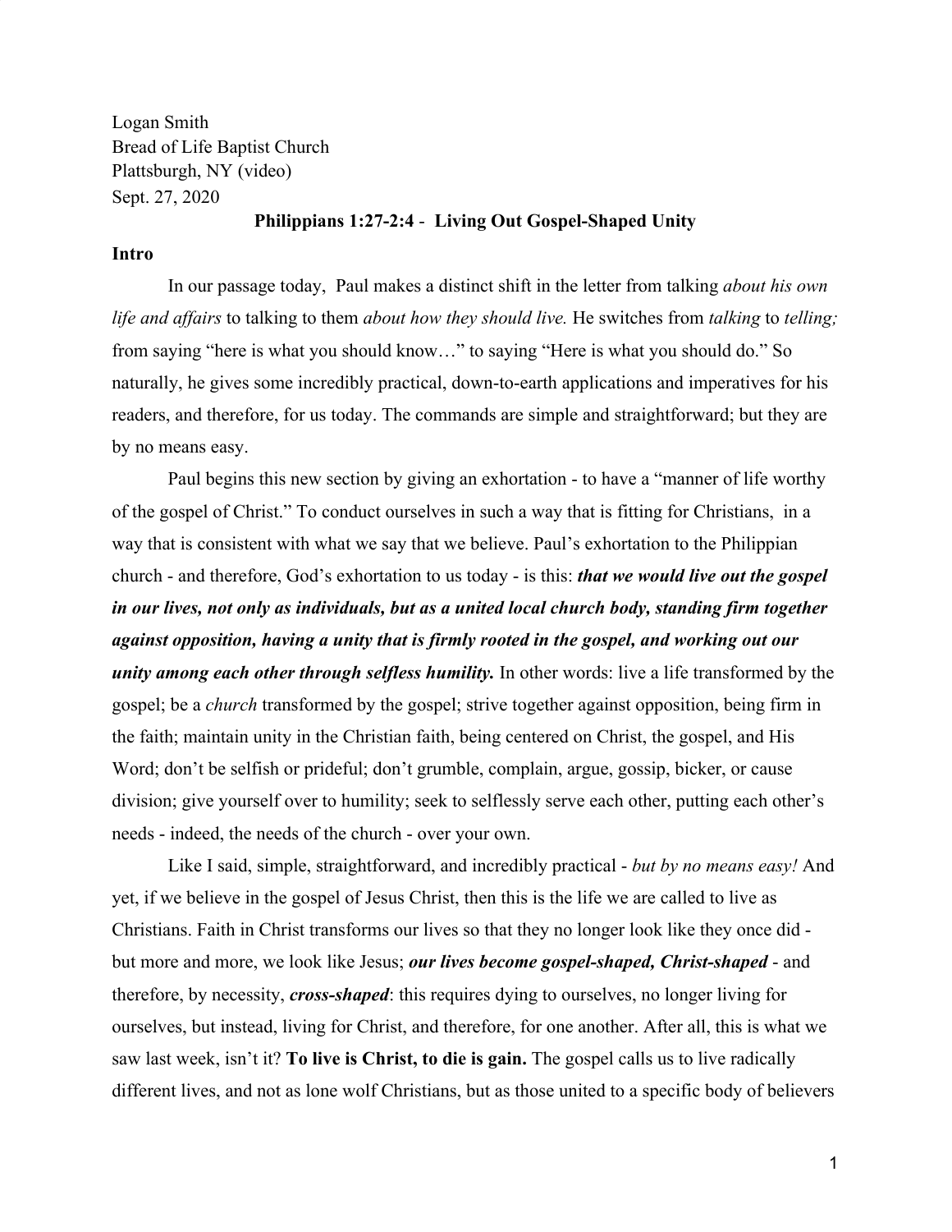Logan Smith
Bread of Life Baptist Church
Plattsburgh, NY (video)
Sept. 27, 2020

## Philippians 1:27-2:4 - Living Out Gospel-Shaped Unity

### Intro

In our passage today, Paul makes a distinct shift in the letter from talking *about his own life and affairs* to talking to them *about how they should live.* He switches from *talking* to *telling;* from saying "here is what you should know…" to saying "Here is what you should do." So naturally, he gives some incredibly practical, down-to-earth applications and imperatives for his readers, and therefore, for us today. The commands are simple and straightforward; but they are by no means easy.

Paul begins this new section by giving an exhortation - to have a "manner of life worthy of the gospel of Christ." To conduct ourselves in such a way that is fitting for Christians, in a way that is consistent with what we say that we believe. Paul's exhortation to the Philippian church - and therefore, God's exhortation to us today - is this: ***that we would live out the gospel in our lives, not only as individuals, but as a united local church body, standing firm together against opposition, having a unity that is firmly rooted in the gospel, and working out our unity among each other through selfless humility.*** In other words: live a life transformed by the gospel; be a *church* transformed by the gospel; strive together against opposition, being firm in the faith; maintain unity in the Christian faith, being centered on Christ, the gospel, and His Word; don't be selfish or prideful; don't grumble, complain, argue, gossip, bicker, or cause division; give yourself over to humility; seek to selflessly serve each other, putting each other's needs - indeed, the needs of the church - over your own.

Like I said, simple, straightforward, and incredibly practical - *but by no means easy!* And yet, if we believe in the gospel of Jesus Christ, then this is the life we are called to live as Christians. Faith in Christ transforms our lives so that they no longer look like they once did - but more and more, we look like Jesus; ***our lives become gospel-shaped, Christ-shaped*** - and therefore, by necessity, ***cross-shaped***: this requires dying to ourselves, no longer living for ourselves, but instead, living for Christ, and therefore, for one another. After all, this is what we saw last week, isn't it? **To live is Christ, to die is gain.** The gospel calls us to live radically different lives, and not as lone wolf Christians, but as those united to a specific body of believers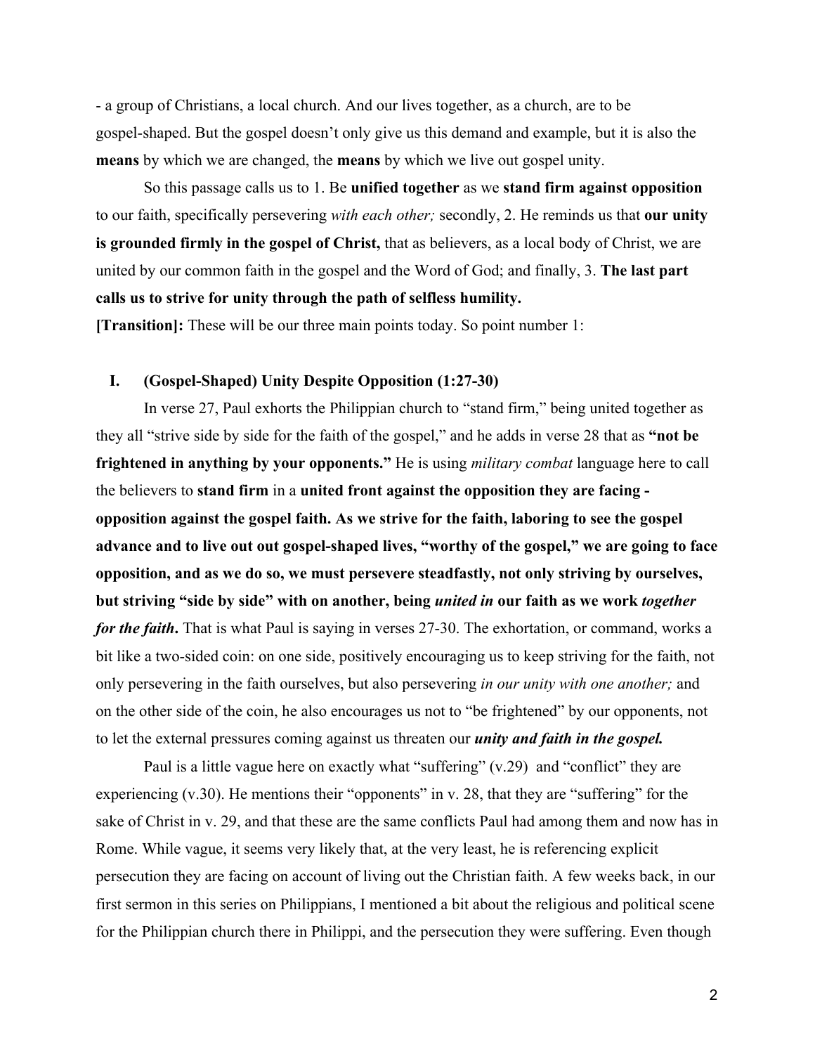- a group of Christians, a local church. And our lives together, as a church, are to be gospel-shaped. But the gospel doesn't only give us this demand and example, but it is also the **means** by which we are changed, the **means** by which we live out gospel unity.

So this passage calls us to 1. Be **unified together** as we **stand firm against opposition** to our faith, specifically persevering *with each other;* secondly, 2. He reminds us that **our unity is grounded firmly in the gospel of Christ,** that as believers, as a local body of Christ, we are united by our common faith in the gospel and the Word of God; and finally, 3. **The last part calls us to strive for unity through the path of selfless humility.**

**[Transition]:** These will be our three main points today. So point number 1:

## I. (Gospel-Shaped) Unity Despite Opposition (1:27-30)

In verse 27, Paul exhorts the Philippian church to "stand firm," being united together as they all "strive side by side for the faith of the gospel," and he adds in verse 28 that as **"not be frightened in anything by your opponents."** He is using *military combat* language here to call the believers to **stand firm** in a **united front against the opposition they are facing - opposition against the gospel faith. As we strive for the faith, laboring to see the gospel advance and to live out out gospel-shaped lives, "worthy of the gospel," we are going to face opposition, and as we do so, we must persevere steadfastly, not only striving by ourselves, but striving "side by side" with on another, being *united in* our faith as we work *together for the faith*.** That is what Paul is saying in verses 27-30. The exhortation, or command, works a bit like a two-sided coin: on one side, positively encouraging us to keep striving for the faith, not only persevering in the faith ourselves, but also persevering *in our unity with one another;* and on the other side of the coin, he also encourages us not to "be frightened" by our opponents, not to let the external pressures coming against us threaten our ***unity and faith in the gospel.***

Paul is a little vague here on exactly what "suffering" (v.29) and "conflict" they are experiencing (v.30). He mentions their "opponents" in v. 28, that they are "suffering" for the sake of Christ in v. 29, and that these are the same conflicts Paul had among them and now has in Rome. While vague, it seems very likely that, at the very least, he is referencing explicit persecution they are facing on account of living out the Christian faith. A few weeks back, in our first sermon in this series on Philippians, I mentioned a bit about the religious and political scene for the Philippian church there in Philippi, and the persecution they were suffering. Even though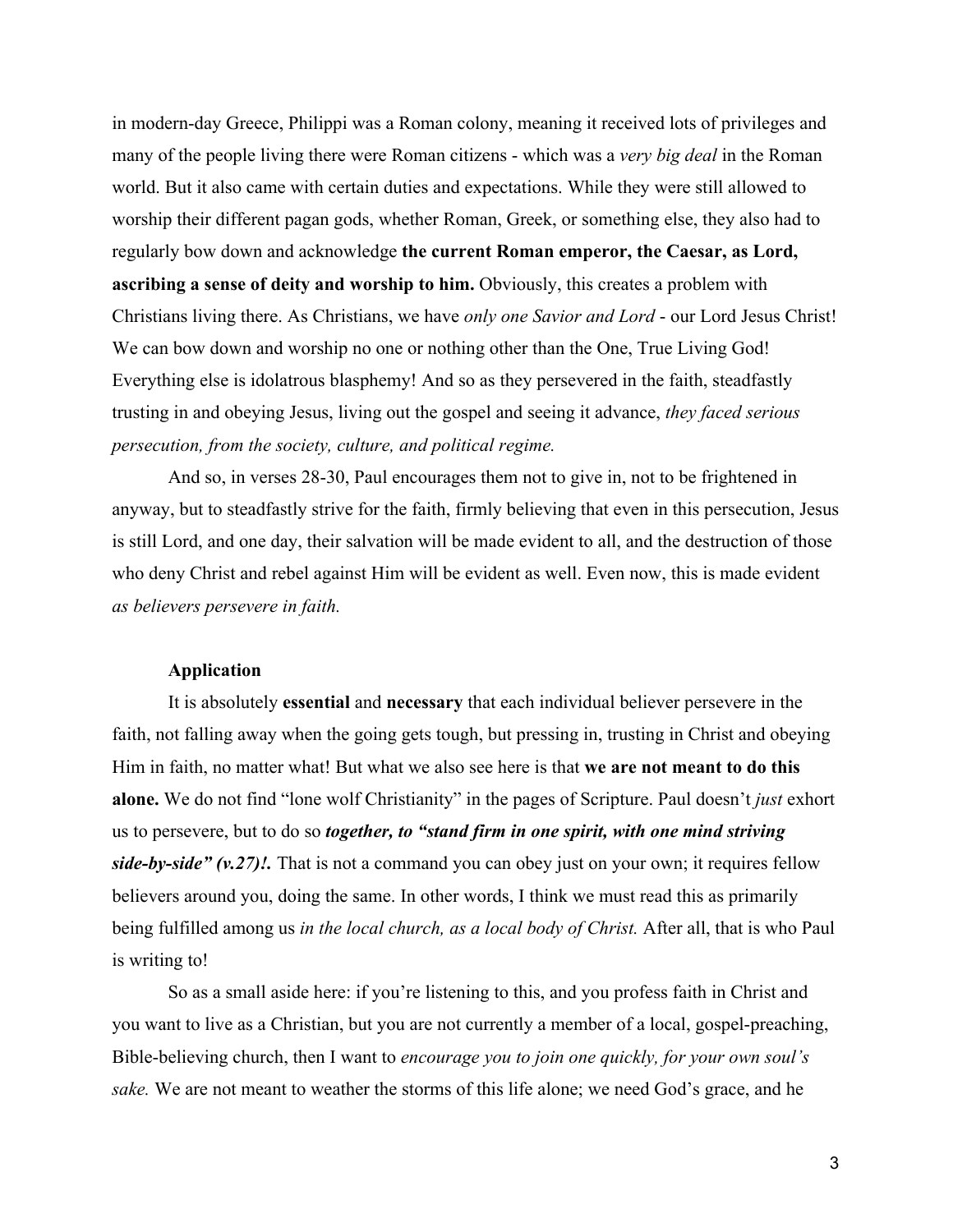in modern-day Greece, Philippi was a Roman colony, meaning it received lots of privileges and many of the people living there were Roman citizens - which was a *very big deal* in the Roman world. But it also came with certain duties and expectations. While they were still allowed to worship their different pagan gods, whether Roman, Greek, or something else, they also had to regularly bow down and acknowledge **the current Roman emperor, the Caesar, as Lord, ascribing a sense of deity and worship to him.** Obviously, this creates a problem with Christians living there. As Christians, we have *only one Savior and Lord* - our Lord Jesus Christ! We can bow down and worship no one or nothing other than the One, True Living God! Everything else is idolatrous blasphemy! And so as they persevered in the faith, steadfastly trusting in and obeying Jesus, living out the gospel and seeing it advance, *they faced serious persecution, from the society, culture, and political regime.*

And so, in verses 28-30, Paul encourages them not to give in, not to be frightened in anyway, but to steadfastly strive for the faith, firmly believing that even in this persecution, Jesus is still Lord, and one day, their salvation will be made evident to all, and the destruction of those who deny Christ and rebel against Him will be evident as well. Even now, this is made evident *as believers persevere in faith.*

**Application**

It is absolutely **essential** and **necessary** that each individual believer persevere in the faith, not falling away when the going gets tough, but pressing in, trusting in Christ and obeying Him in faith, no matter what! But what we also see here is that **we are not meant to do this alone.** We do not find "lone wolf Christianity" in the pages of Scripture. Paul doesn't *just* exhort us to persevere, but to do so ***together, to "stand firm in one spirit, with one mind striving side-by-side" (v.27)!.*** That is not a command you can obey just on your own; it requires fellow believers around you, doing the same. In other words, I think we must read this as primarily being fulfilled among us *in the local church, as a local body of Christ.* After all, that is who Paul is writing to!

So as a small aside here: if you're listening to this, and you profess faith in Christ and you want to live as a Christian, but you are not currently a member of a local, gospel-preaching, Bible-believing church, then I want to *encourage you to join one quickly, for your own soul's sake.* We are not meant to weather the storms of this life alone; we need God's grace, and he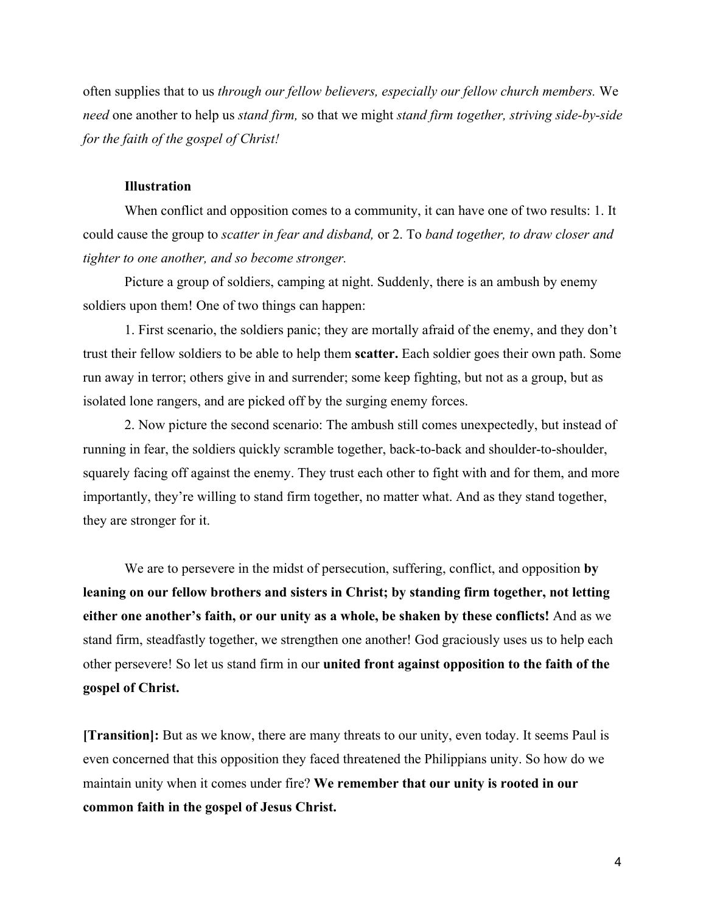often supplies that to us *through our fellow believers, especially our fellow church members.* We *need* one another to help us *stand firm,* so that we might *stand firm together, striving side-by-side for the faith of the gospel of Christ!*

**Illustration**

When conflict and opposition comes to a community, it can have one of two results: 1. It could cause the group to *scatter in fear and disband,* or 2. To *band together, to draw closer and tighter to one another, and so become stronger.*

Picture a group of soldiers, camping at night. Suddenly, there is an ambush by enemy soldiers upon them! One of two things can happen:

1. First scenario, the soldiers panic; they are mortally afraid of the enemy, and they don't trust their fellow soldiers to be able to help them **scatter.** Each soldier goes their own path. Some run away in terror; others give in and surrender; some keep fighting, but not as a group, but as isolated lone rangers, and are picked off by the surging enemy forces.

2. Now picture the second scenario: The ambush still comes unexpectedly, but instead of running in fear, the soldiers quickly scramble together, back-to-back and shoulder-to-shoulder, squarely facing off against the enemy. They trust each other to fight with and for them, and more importantly, they're willing to stand firm together, no matter what. And as they stand together, they are stronger for it.

We are to persevere in the midst of persecution, suffering, conflict, and opposition **by leaning on our fellow brothers and sisters in Christ; by standing firm together, not letting either one another's faith, or our unity as a whole, be shaken by these conflicts!** And as we stand firm, steadfastly together, we strengthen one another! God graciously uses us to help each other persevere! So let us stand firm in our **united front against opposition to the faith of the gospel of Christ.**

**[Transition]:** But as we know, there are many threats to our unity, even today. It seems Paul is even concerned that this opposition they faced threatened the Philippians unity. So how do we maintain unity when it comes under fire? **We remember that our unity is rooted in our common faith in the gospel of Jesus Christ.**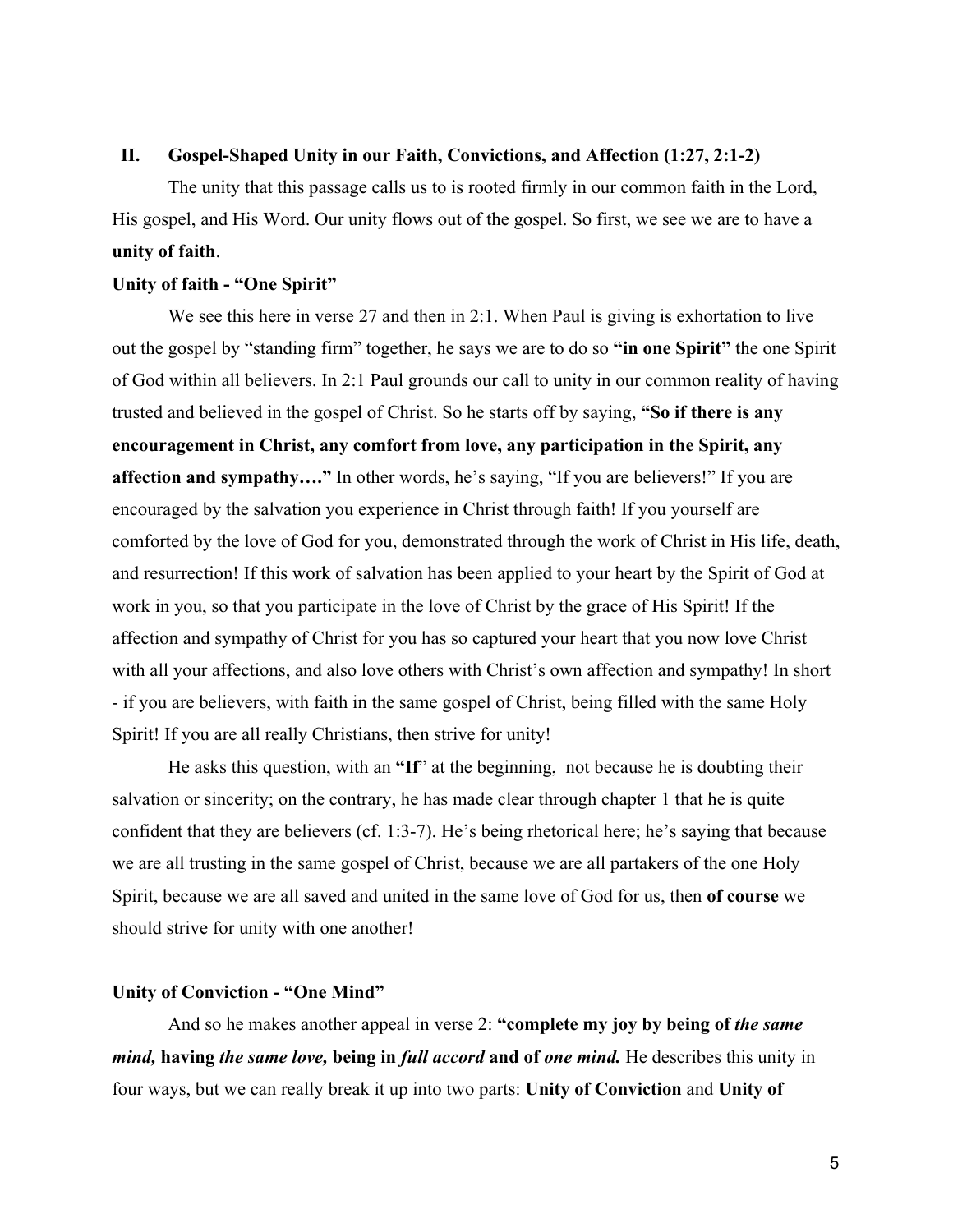## II. Gospel-Shaped Unity in our Faith, Convictions, and Affection (1:27, 2:1-2)

The unity that this passage calls us to is rooted firmly in our common faith in the Lord, His gospel, and His Word. Our unity flows out of the gospel. So first, we see we are to have a **unity of faith**.

**Unity of faith - "One Spirit"**

We see this here in verse 27 and then in 2:1. When Paul is giving is exhortation to live out the gospel by "standing firm" together, he says we are to do so **"in one Spirit"** the one Spirit of God within all believers. In 2:1 Paul grounds our call to unity in our common reality of having trusted and believed in the gospel of Christ. So he starts off by saying, **"So if there is any encouragement in Christ, any comfort from love, any participation in the Spirit, any affection and sympathy…."** In other words, he's saying, "If you are believers!" If you are encouraged by the salvation you experience in Christ through faith! If you yourself are comforted by the love of God for you, demonstrated through the work of Christ in His life, death, and resurrection! If this work of salvation has been applied to your heart by the Spirit of God at work in you, so that you participate in the love of Christ by the grace of His Spirit! If the affection and sympathy of Christ for you has so captured your heart that you now love Christ with all your affections, and also love others with Christ's own affection and sympathy! In short - if you are believers, with faith in the same gospel of Christ, being filled with the same Holy Spirit! If you are all really Christians, then strive for unity!

He asks this question, with an **"If**' at the beginning, not because he is doubting their salvation or sincerity; on the contrary, he has made clear through chapter 1 that he is quite confident that they are believers (cf. 1:3-7). He's being rhetorical here; he's saying that because we are all trusting in the same gospel of Christ, because we are all partakers of the one Holy Spirit, because we are all saved and united in the same love of God for us, then **of course** we should strive for unity with one another!

**Unity of Conviction - "One Mind"**

And so he makes another appeal in verse 2: **"complete my joy by being of *the same mind,* having *the same love,* being in *full accord* and of *one mind.*** He describes this unity in four ways, but we can really break it up into two parts: **Unity of Conviction** and **Unity of**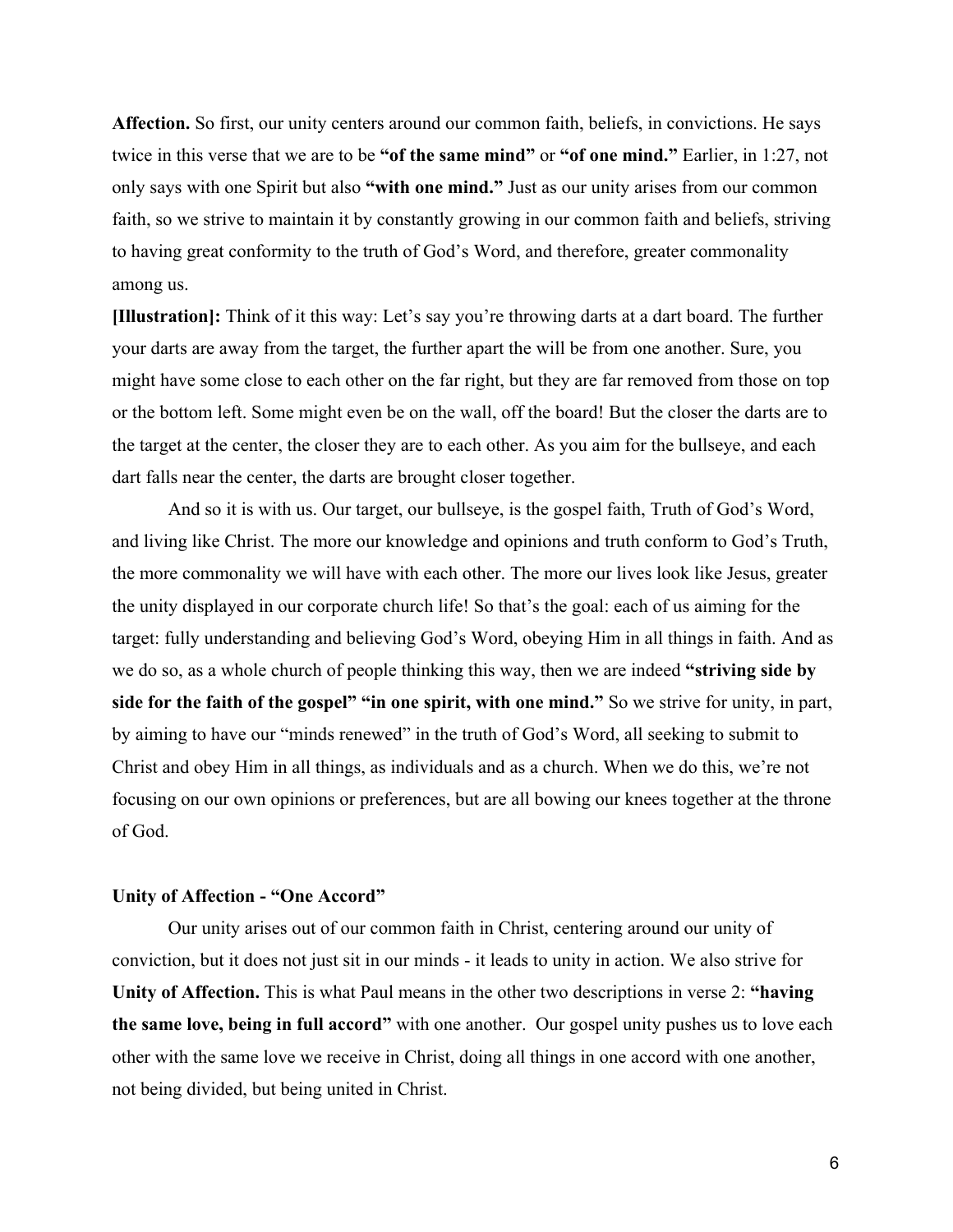**Affection.** So first, our unity centers around our common faith, beliefs, in convictions. He says twice in this verse that we are to be **"of the same mind"** or **"of one mind."** Earlier, in 1:27, not only says with one Spirit but also **"with one mind."** Just as our unity arises from our common faith, so we strive to maintain it by constantly growing in our common faith and beliefs, striving to having great conformity to the truth of God's Word, and therefore, greater commonality among us.

**[Illustration]:** Think of it this way: Let's say you're throwing darts at a dart board. The further your darts are away from the target, the further apart the will be from one another. Sure, you might have some close to each other on the far right, but they are far removed from those on top or the bottom left. Some might even be on the wall, off the board! But the closer the darts are to the target at the center, the closer they are to each other. As you aim for the bullseye, and each dart falls near the center, the darts are brought closer together.

And so it is with us. Our target, our bullseye, is the gospel faith, Truth of God's Word, and living like Christ. The more our knowledge and opinions and truth conform to God's Truth, the more commonality we will have with each other. The more our lives look like Jesus, greater the unity displayed in our corporate church life! So that's the goal: each of us aiming for the target: fully understanding and believing God's Word, obeying Him in all things in faith. And as we do so, as a whole church of people thinking this way, then we are indeed **"striving side by side for the faith of the gospel" "in one spirit, with one mind."** So we strive for unity, in part, by aiming to have our "minds renewed" in the truth of God's Word, all seeking to submit to Christ and obey Him in all things, as individuals and as a church. When we do this, we're not focusing on our own opinions or preferences, but are all bowing our knees together at the throne of God.

### Unity of Affection - "One Accord"

Our unity arises out of our common faith in Christ, centering around our unity of conviction, but it does not just sit in our minds - it leads to unity in action. We also strive for **Unity of Affection.** This is what Paul means in the other two descriptions in verse 2: **"having the same love, being in full accord"** with one another. Our gospel unity pushes us to love each other with the same love we receive in Christ, doing all things in one accord with one another, not being divided, but being united in Christ.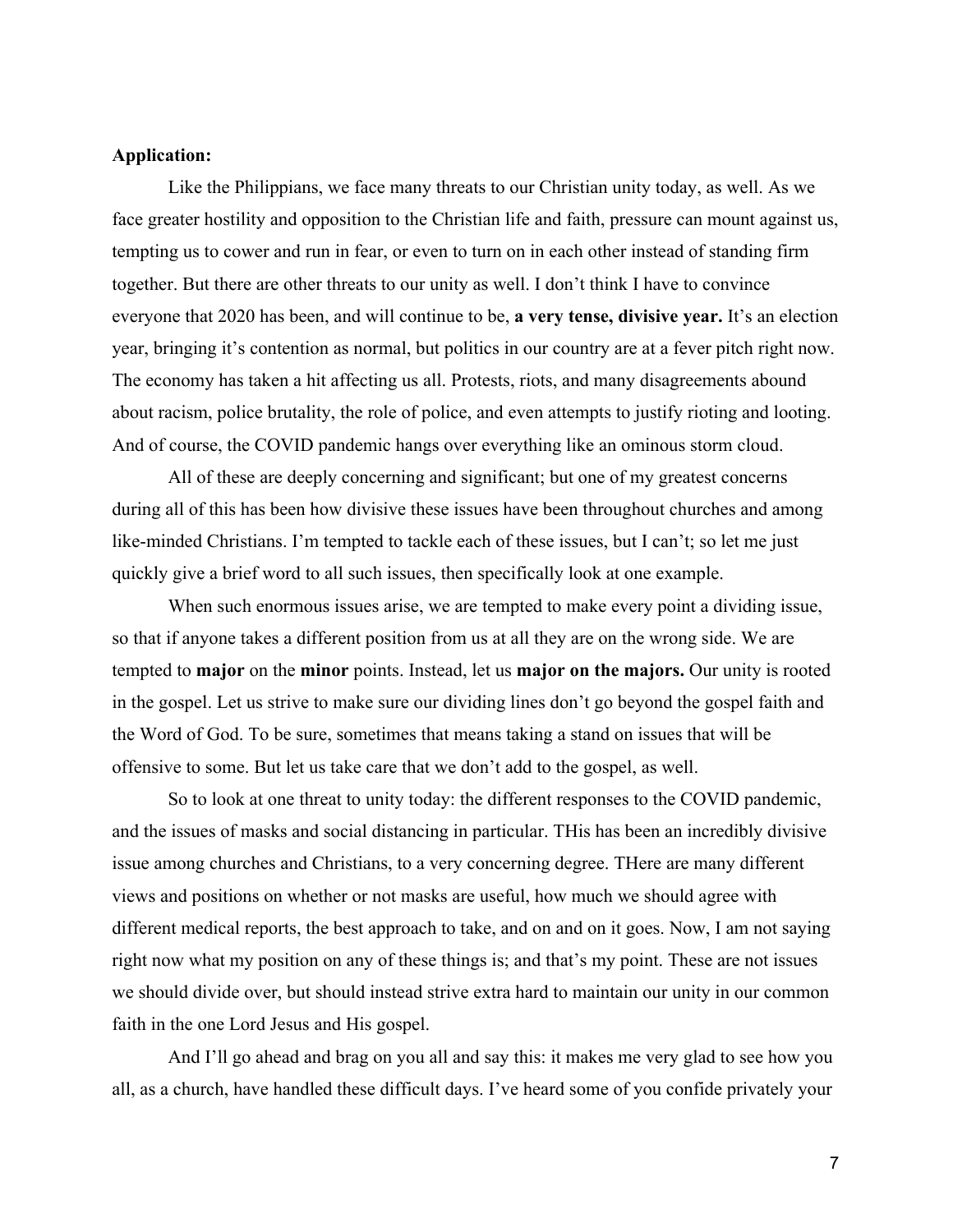**Application:**

Like the Philippians, we face many threats to our Christian unity today, as well. As we face greater hostility and opposition to the Christian life and faith, pressure can mount against us, tempting us to cower and run in fear, or even to turn on in each other instead of standing firm together. But there are other threats to our unity as well. I don't think I have to convince everyone that 2020 has been, and will continue to be, **a very tense, divisive year.** It's an election year, bringing it's contention as normal, but politics in our country are at a fever pitch right now. The economy has taken a hit affecting us all. Protests, riots, and many disagreements abound about racism, police brutality, the role of police, and even attempts to justify rioting and looting. And of course, the COVID pandemic hangs over everything like an ominous storm cloud.

All of these are deeply concerning and significant; but one of my greatest concerns during all of this has been how divisive these issues have been throughout churches and among like-minded Christians. I'm tempted to tackle each of these issues, but I can't; so let me just quickly give a brief word to all such issues, then specifically look at one example.

When such enormous issues arise, we are tempted to make every point a dividing issue, so that if anyone takes a different position from us at all they are on the wrong side. We are tempted to **major** on the **minor** points. Instead, let us **major on the majors.** Our unity is rooted in the gospel. Let us strive to make sure our dividing lines don't go beyond the gospel faith and the Word of God. To be sure, sometimes that means taking a stand on issues that will be offensive to some. But let us take care that we don't add to the gospel, as well.

So to look at one threat to unity today: the different responses to the COVID pandemic, and the issues of masks and social distancing in particular. THis has been an incredibly divisive issue among churches and Christians, to a very concerning degree. THere are many different views and positions on whether or not masks are useful, how much we should agree with different medical reports, the best approach to take, and on and on it goes. Now, I am not saying right now what my position on any of these things is; and that's my point. These are not issues we should divide over, but should instead strive extra hard to maintain our unity in our common faith in the one Lord Jesus and His gospel.

And I'll go ahead and brag on you all and say this: it makes me very glad to see how you all, as a church, have handled these difficult days. I've heard some of you confide privately your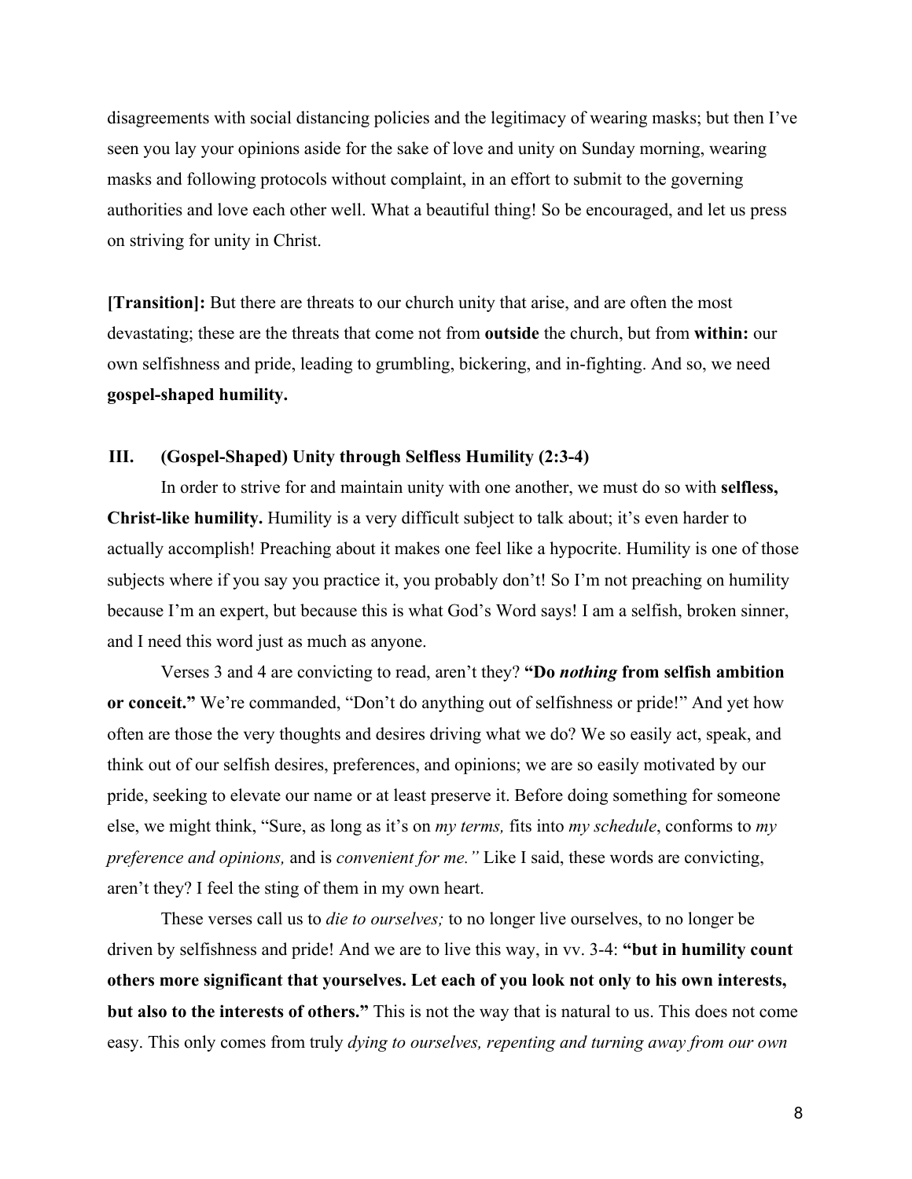disagreements with social distancing policies and the legitimacy of wearing masks; but then I've seen you lay your opinions aside for the sake of love and unity on Sunday morning, wearing masks and following protocols without complaint, in an effort to submit to the governing authorities and love each other well. What a beautiful thing! So be encouraged, and let us press on striving for unity in Christ.

**[Transition]:** But there are threats to our church unity that arise, and are often the most devastating; these are the threats that come not from **outside** the church, but from **within:** our own selfishness and pride, leading to grumbling, bickering, and in-fighting. And so, we need **gospel-shaped humility.**

### III. (Gospel-Shaped) Unity through Selfless Humility (2:3-4)

In order to strive for and maintain unity with one another, we must do so with **selfless, Christ-like humility.** Humility is a very difficult subject to talk about; it's even harder to actually accomplish! Preaching about it makes one feel like a hypocrite. Humility is one of those subjects where if you say you practice it, you probably don't! So I'm not preaching on humility because I'm an expert, but because this is what God's Word says! I am a selfish, broken sinner, and I need this word just as much as anyone.

Verses 3 and 4 are convicting to read, aren't they? **"Do *nothing* from selfish ambition or conceit."** We're commanded, "Don't do anything out of selfishness or pride!" And yet how often are those the very thoughts and desires driving what we do? We so easily act, speak, and think out of our selfish desires, preferences, and opinions; we are so easily motivated by our pride, seeking to elevate our name or at least preserve it. Before doing something for someone else, we might think, "Sure, as long as it's on *my terms,* fits into *my schedule*, conforms to *my preference and opinions,* and is *convenient for me."* Like I said, these words are convicting, aren't they? I feel the sting of them in my own heart.

These verses call us to *die to ourselves;* to no longer live ourselves, to no longer be driven by selfishness and pride! And we are to live this way, in vv. 3-4: **"but in humility count others more significant that yourselves. Let each of you look not only to his own interests, but also to the interests of others."** This is not the way that is natural to us. This does not come easy. This only comes from truly *dying to ourselves, repenting and turning away from our own*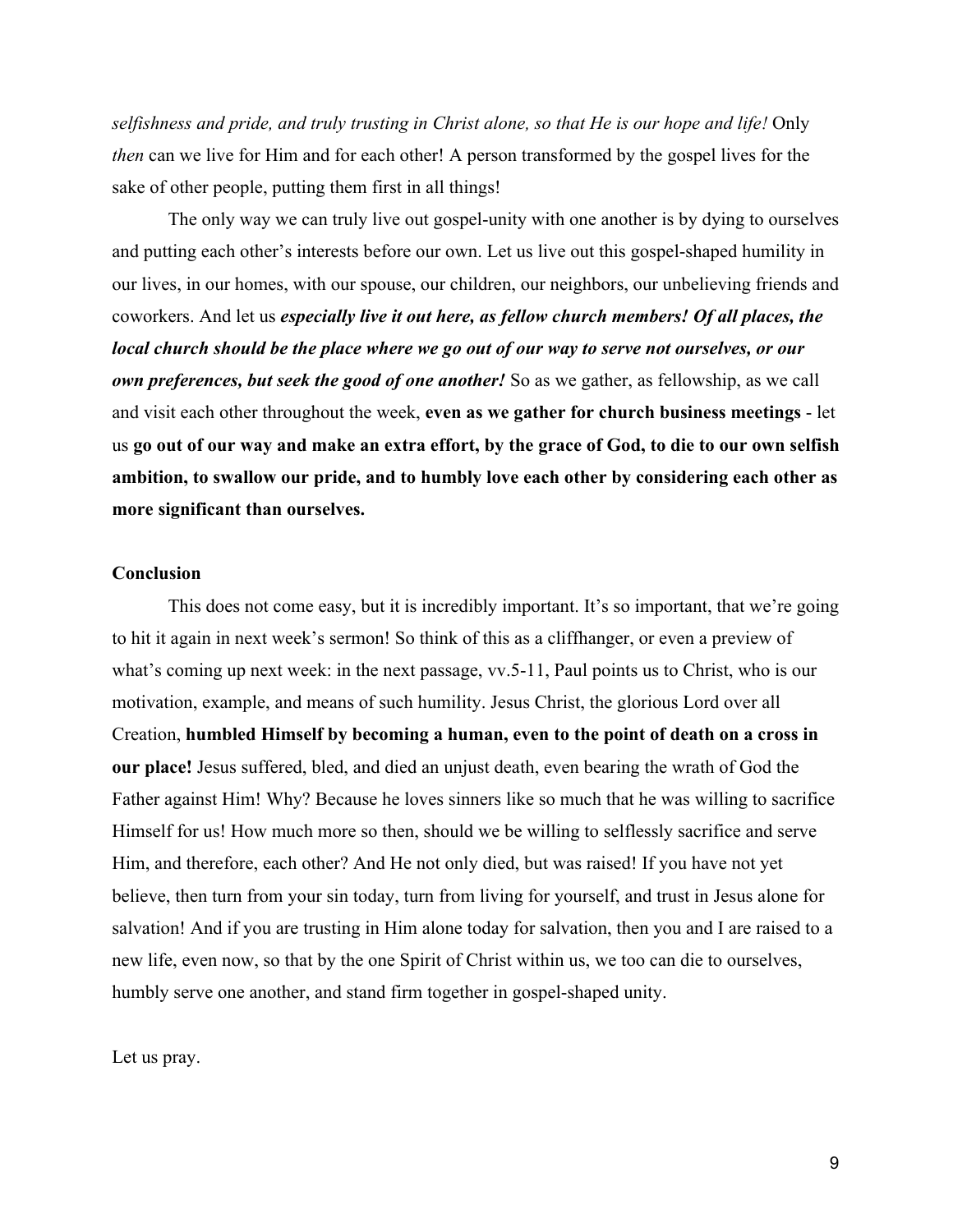*selfishness and pride, and truly trusting in Christ alone, so that He is our hope and life!* Only *then* can we live for Him and for each other! A person transformed by the gospel lives for the sake of other people, putting them first in all things!

The only way we can truly live out gospel-unity with one another is by dying to ourselves and putting each other's interests before our own. Let us live out this gospel-shaped humility in our lives, in our homes, with our spouse, our children, our neighbors, our unbelieving friends and coworkers. And let us ***especially live it out here, as fellow church members! Of all places, the local church should be the place where we go out of our way to serve not ourselves, or our own preferences, but seek the good of one another!*** So as we gather, as fellowship, as we call and visit each other throughout the week, **even as we gather for church business meetings** - let us **go out of our way and make an extra effort, by the grace of God, to die to our own selfish ambition, to swallow our pride, and to humbly love each other by considering each other as more significant than ourselves.**

**Conclusion**

This does not come easy, but it is incredibly important. It's so important, that we're going to hit it again in next week's sermon! So think of this as a cliffhanger, or even a preview of what's coming up next week: in the next passage, vv.5-11, Paul points us to Christ, who is our motivation, example, and means of such humility. Jesus Christ, the glorious Lord over all Creation, **humbled Himself by becoming a human, even to the point of death on a cross in our place!** Jesus suffered, bled, and died an unjust death, even bearing the wrath of God the Father against Him! Why? Because he loves sinners like so much that he was willing to sacrifice Himself for us! How much more so then, should we be willing to selflessly sacrifice and serve Him, and therefore, each other? And He not only died, but was raised! If you have not yet believe, then turn from your sin today, turn from living for yourself, and trust in Jesus alone for salvation! And if you are trusting in Him alone today for salvation, then you and I are raised to a new life, even now, so that by the one Spirit of Christ within us, we too can die to ourselves, humbly serve one another, and stand firm together in gospel-shaped unity.

Let us pray.